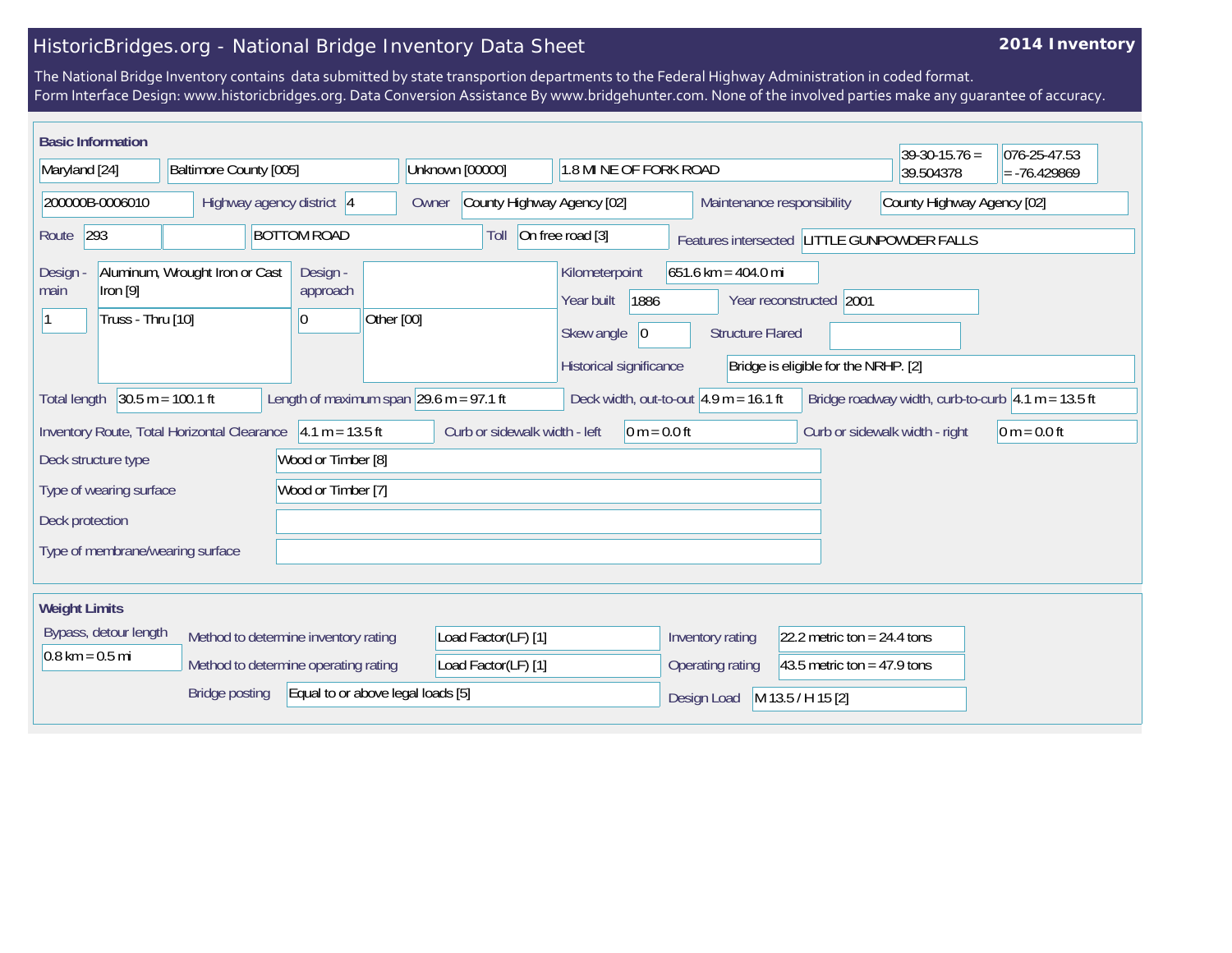# HistoricBridges.org - National Bridge Inventory Data Sheet

**2014 Inventory**

The National Bridge Inventory contains data submitted by state transportion departments to the Federal Highway Administration in coded format.
Form Interface Design: www.historicbridges.org. Data Conversion Assistance By www.bridgehunter.com. None of the involved parties make any guarantee of accuracy.

## Basic Information

| | |
|---|---|
| State | Maryland [24] |
| County | Baltimore County [005] |
| Place | Unknown [00000] |
| Location | 1.8 MI NE OF FORK ROAD |
| Latitude | 39-30-15.76 = 39.504378 |
| Longitude | 076-25-47.53 = -76.429869 |
| Structure number | 200000B-0006010 |
| Highway agency district | 4 |
| Owner | County Highway Agency [02] |
| Maintenance responsibility | County Highway Agency [02] |
| Route | 293 |
| Facility carried | BOTTOM ROAD |
| Toll | On free road [3] |
| Features intersected | LITTLE GUNPOWDER FALLS |
| Design - main | 1 — Aluminum, Wrought Iron or Cast Iron [9] — Truss - Thru [10] |
| Design - approach | 0 — Other [00] |
| Kilometerpoint | 651.6 km = 404.0 mi |
| Year built | 1886 |
| Year reconstructed | 2001 |
| Skew angle | 0 |
| Structure Flared | |
| Historical significance | Bridge is eligible for the NRHP. [2] |
| Total length | 30.5 m = 100.1 ft |
| Length of maximum span | 29.6 m = 97.1 ft |
| Deck width, out-to-out | 4.9 m = 16.1 ft |
| Bridge roadway width, curb-to-curb | 4.1 m = 13.5 ft |
| Inventory Route, Total Horizontal Clearance | 4.1 m = 13.5 ft |
| Curb or sidewalk width - left | 0 m = 0.0 ft |
| Curb or sidewalk width - right | 0 m = 0.0 ft |
| Deck structure type | Wood or Timber [8] |
| Type of wearing surface | Wood or Timber [7] |
| Deck protection | |
| Type of membrane/wearing surface | |

## Weight Limits

| | |
|---|---|
| Bypass, detour length | 0.8 km = 0.5 mi |
| Method to determine inventory rating | Load Factor(LF) [1] |
| Method to determine operating rating | Load Factor(LF) [1] |
| Bridge posting | Equal to or above legal loads [5] |
| Inventory rating | 22.2 metric ton = 24.4 tons |
| Operating rating | 43.5 metric ton = 47.9 tons |
| Design Load | M 13.5 / H 15 [2] |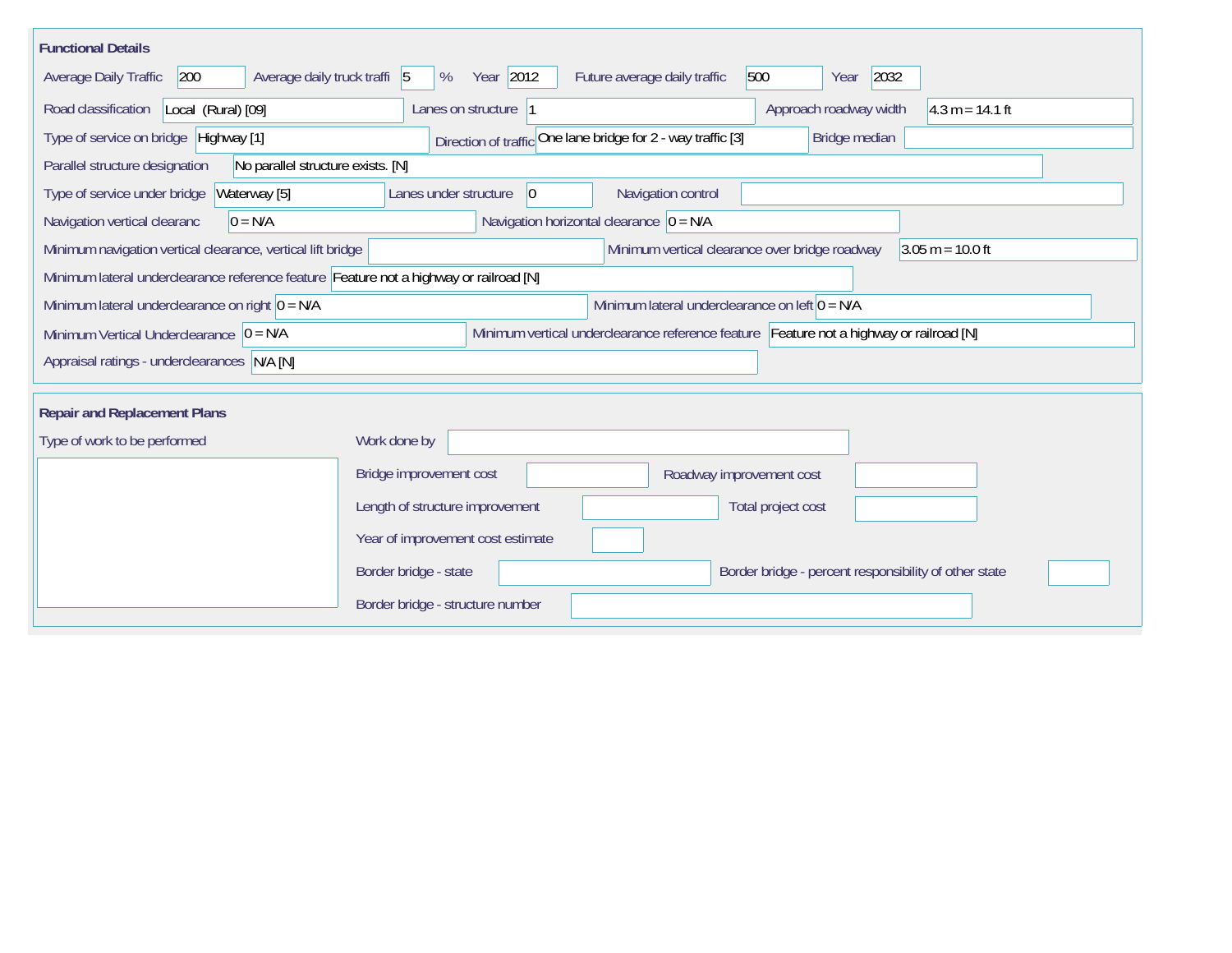## Functional Details

| Field | Value |
| --- | --- |
| Average Daily Traffic | 200 |
| Average daily truck traffi | 5 % |
| Year | 2012 |
| Future average daily traffic | 500 |
| Year | 2032 |
| Road classification | Local (Rural) [09] |
| Lanes on structure | 1 |
| Approach roadway width | 4.3 m = 14.1 ft |
| Type of service on bridge | Highway [1] |
| Direction of traffic | One lane bridge for 2 - way traffic [3] |
| Bridge median | |
| Parallel structure designation | No parallel structure exists. [N] |
| Type of service under bridge | Waterway [5] |
| Lanes under structure | 0 |
| Navigation control | |
| Navigation vertical clearanc | 0 = N/A |
| Navigation horizontal clearance | 0 = N/A |
| Minimum navigation vertical clearance, vertical lift bridge | |
| Minimum vertical clearance over bridge roadway | 3.05 m = 10.0 ft |
| Minimum lateral underclearance reference feature | Feature not a highway or railroad [N] |
| Minimum lateral underclearance on right | 0 = N/A |
| Minimum lateral underclearance on left | 0 = N/A |
| Minimum Vertical Underclearance | 0 = N/A |
| Minimum vertical underclearance reference feature | Feature not a highway or railroad [N] |
| Appraisal ratings - underclearances | N/A [N] |

## Repair and Replacement Plans

| Field | Value |
| --- | --- |
| Type of work to be performed | |
| Work done by | |
| Bridge improvement cost | |
| Roadway improvement cost | |
| Length of structure improvement | |
| Total project cost | |
| Year of improvement cost estimate | |
| Border bridge - state | |
| Border bridge - percent responsibility of other state | |
| Border bridge - structure number | |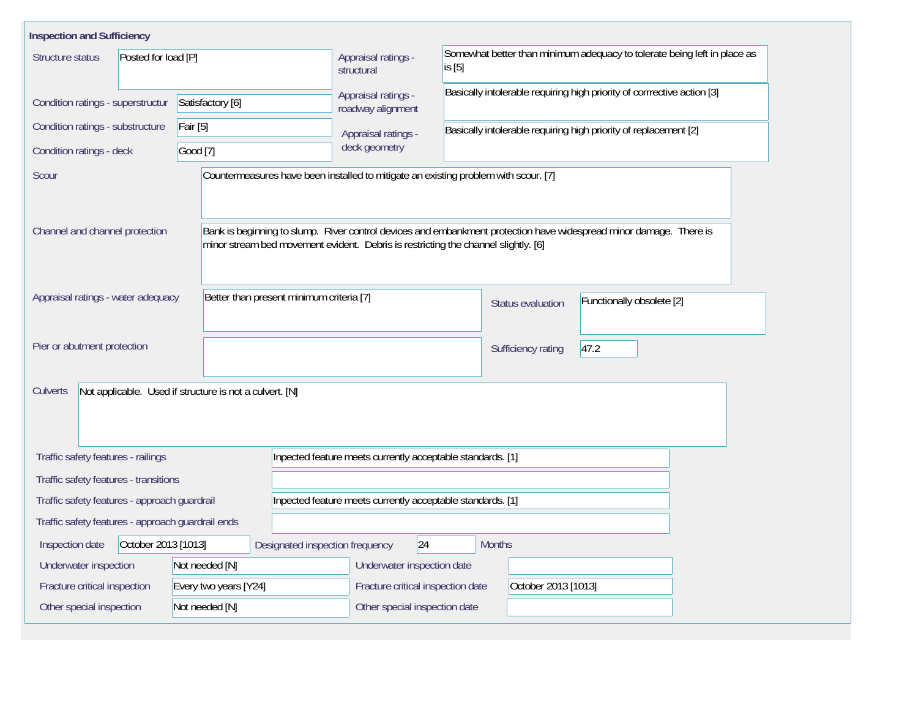## Inspection and Sufficiency

| | |
|---|---|
| Structure status | Posted for load [P] |
| Appraisal ratings - structural | Somewhat better than minimum adequacy to tolerate being left in place as is [5] |
| Condition ratings - superstructur | Satisfactory [6] |
| Appraisal ratings - roadway alignment | Basically intolerable requiring high priority of corrrective action [3] |
| Condition ratings - substructure | Fair [5] |
| Appraisal ratings - deck geometry | Basically intolerable requiring high priority of replacement [2] |
| Condition ratings - deck | Good [7] |
| Scour | Countermeasures have been installed to mitigate an existing problem with scour. [7] |
| Channel and channel protection | Bank is beginning to slump. River control devices and embankment protection have widespread minor damage. There is minor stream bed movement evident. Debris is restricting the channel slightly. [6] |
| Appraisal ratings - water adequacy | Better than present minimum criteria [7] |
| Status evaluation | Functionally obsolete [2] |
| Pier or abutment protection | |
| Sufficiency rating | 47.2 |
| Culverts | Not applicable. Used if structure is not a culvert. [N] |
| Traffic safety features - railings | Inpected feature meets currently acceptable standards. [1] |
| Traffic safety features - transitions | |
| Traffic safety features - approach guardrail | Inpected feature meets currently acceptable standards. [1] |
| Traffic safety features - approach guardrail ends | |
| Inspection date | October 2013 [1013] |
| Designated inspection frequency | 24 Months |
| Underwater inspection | Not needed [N] |
| Underwater inspection date | |
| Fracture critical inspection | Every two years [Y24] |
| Fracture critical inspection date | October 2013 [1013] |
| Other special inspection | Not needed [N] |
| Other special inspection date | |